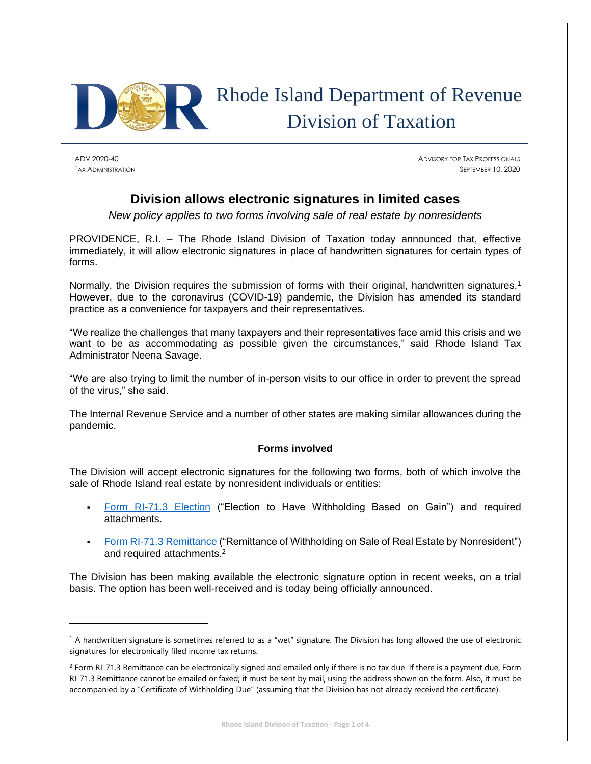# Rhode Island Department of Revenue
# Division of Taxation

ADV 2020-40
TAX ADMINISTRATION

ADVISORY FOR TAX PROFESSIONALS
SEPTEMBER 10, 2020

## Division allows electronic signatures in limited cases

*New policy applies to two forms involving sale of real estate by nonresidents*

PROVIDENCE, R.I. – The Rhode Island Division of Taxation today announced that, effective immediately, it will allow electronic signatures in place of handwritten signatures for certain types of forms.

Normally, the Division requires the submission of forms with their original, handwritten signatures.[1] However, due to the coronavirus (COVID-19) pandemic, the Division has amended its standard practice as a convenience for taxpayers and their representatives.

"We realize the challenges that many taxpayers and their representatives face amid this crisis and we want to be as accommodating as possible given the circumstances," said Rhode Island Tax Administrator Neena Savage.

"We are also trying to limit the number of in-person visits to our office in order to prevent the spread of the virus," she said.

The Internal Revenue Service and a number of other states are making similar allowances during the pandemic.

### Forms involved

The Division will accept electronic signatures for the following two forms, both of which involve the sale of Rhode Island real estate by nonresident individuals or entities:

- Form RI-71.3 Election ("Election to Have Withholding Based on Gain") and required attachments.
- Form RI-71.3 Remittance ("Remittance of Withholding on Sale of Real Estate by Nonresident") and required attachments.[2]

The Division has been making available the electronic signature option in recent weeks, on a trial basis. The option has been well-received and is today being officially announced.

---

[1] A handwritten signature is sometimes referred to as a "wet" signature. The Division has long allowed the use of electronic signatures for electronically filed income tax returns.

[2] Form RI-71.3 Remittance can be electronically signed and emailed only if there is no tax due. If there is a payment due, Form RI-71.3 Remittance cannot be emailed or faxed; it must be sent by mail, using the address shown on the form. Also, it must be accompanied by a "Certificate of Withholding Due" (assuming that the Division has not already received the certificate).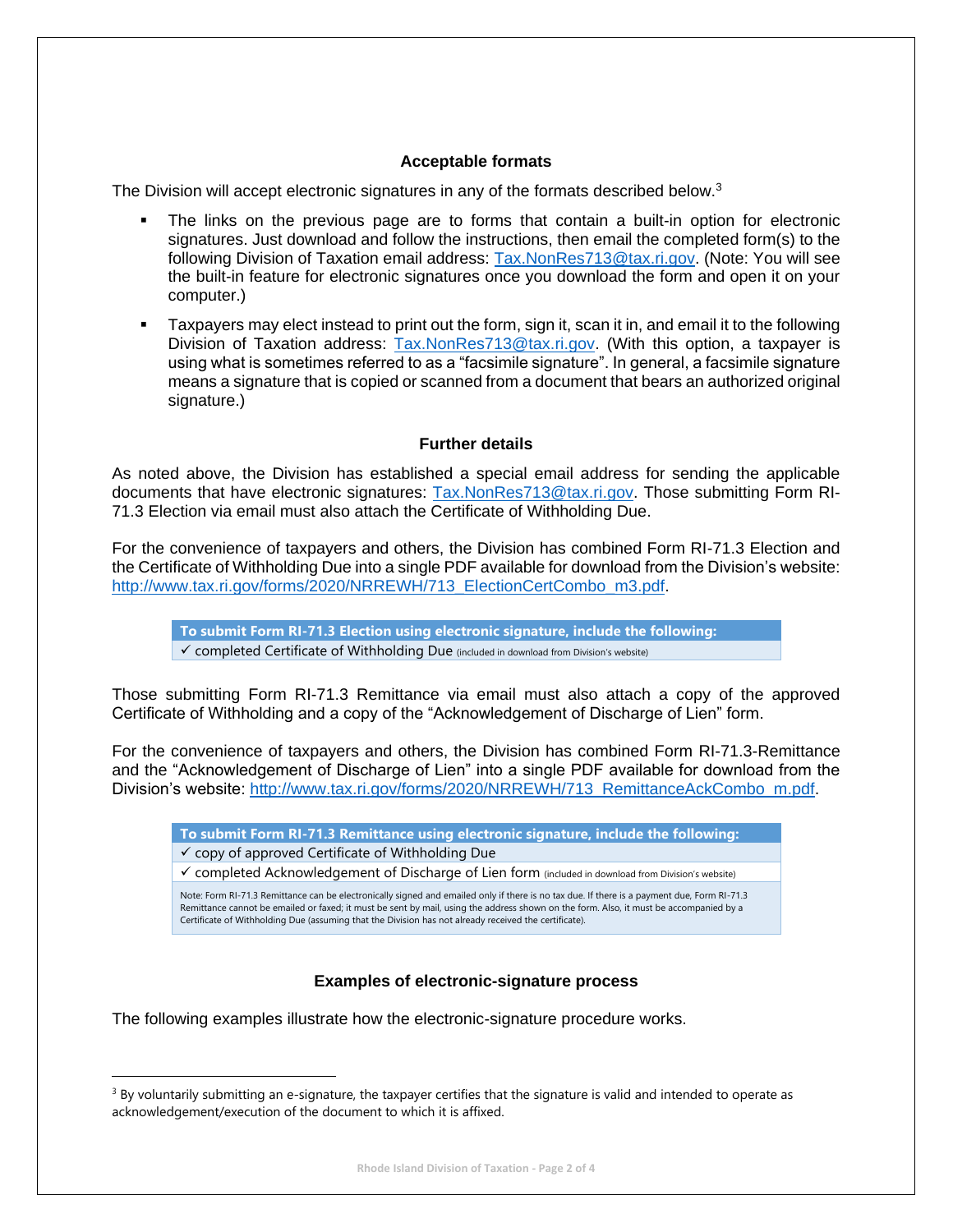### Acceptable formats

The Division will accept electronic signatures in any of the formats described below.[3]

- The links on the previous page are to forms that contain a built-in option for electronic signatures. Just download and follow the instructions, then email the completed form(s) to the following Division of Taxation email address: Tax.NonRes713@tax.ri.gov. (Note: You will see the built-in feature for electronic signatures once you download the form and open it on your computer.)
- Taxpayers may elect instead to print out the form, sign it, scan it in, and email it to the following Division of Taxation address: Tax.NonRes713@tax.ri.gov. (With this option, a taxpayer is using what is sometimes referred to as a "facsimile signature". In general, a facsimile signature means a signature that is copied or scanned from a document that bears an authorized original signature.)

### Further details

As noted above, the Division has established a special email address for sending the applicable documents that have electronic signatures: Tax.NonRes713@tax.ri.gov. Those submitting Form RI-71.3 Election via email must also attach the Certificate of Withholding Due.

For the convenience of taxpayers and others, the Division has combined Form RI-71.3 Election and the Certificate of Withholding Due into a single PDF available for download from the Division's website: http://www.tax.ri.gov/forms/2020/NRREWH/713_ElectionCertCombo_m3.pdf.

| To submit Form RI-71.3 Election using electronic signature, include the following: |
|---|
| ✓ completed Certificate of Withholding Due (included in download from Division's website) |

Those submitting Form RI-71.3 Remittance via email must also attach a copy of the approved Certificate of Withholding and a copy of the "Acknowledgement of Discharge of Lien" form.

For the convenience of taxpayers and others, the Division has combined Form RI-71.3-Remittance and the "Acknowledgement of Discharge of Lien" into a single PDF available for download from the Division's website: http://www.tax.ri.gov/forms/2020/NRREWH/713_RemittanceAckCombo_m.pdf.

| To submit Form RI-71.3 Remittance using electronic signature, include the following: |
|---|
| ✓ copy of approved Certificate of Withholding Due |
| ✓ completed Acknowledgement of Discharge of Lien form (included in download from Division's website) |
| Note: Form RI-71.3 Remittance can be electronically signed and emailed only if there is no tax due. If there is a payment due, Form RI-71.3 Remittance cannot be emailed or faxed; it must be sent by mail, using the address shown on the form. Also, it must be accompanied by a Certificate of Withholding Due (assuming that the Division has not already received the certificate). |

### Examples of electronic-signature process

The following examples illustrate how the electronic-signature procedure works.

---

[3] By voluntarily submitting an e-signature, the taxpayer certifies that the signature is valid and intended to operate as acknowledgement/execution of the document to which it is affixed.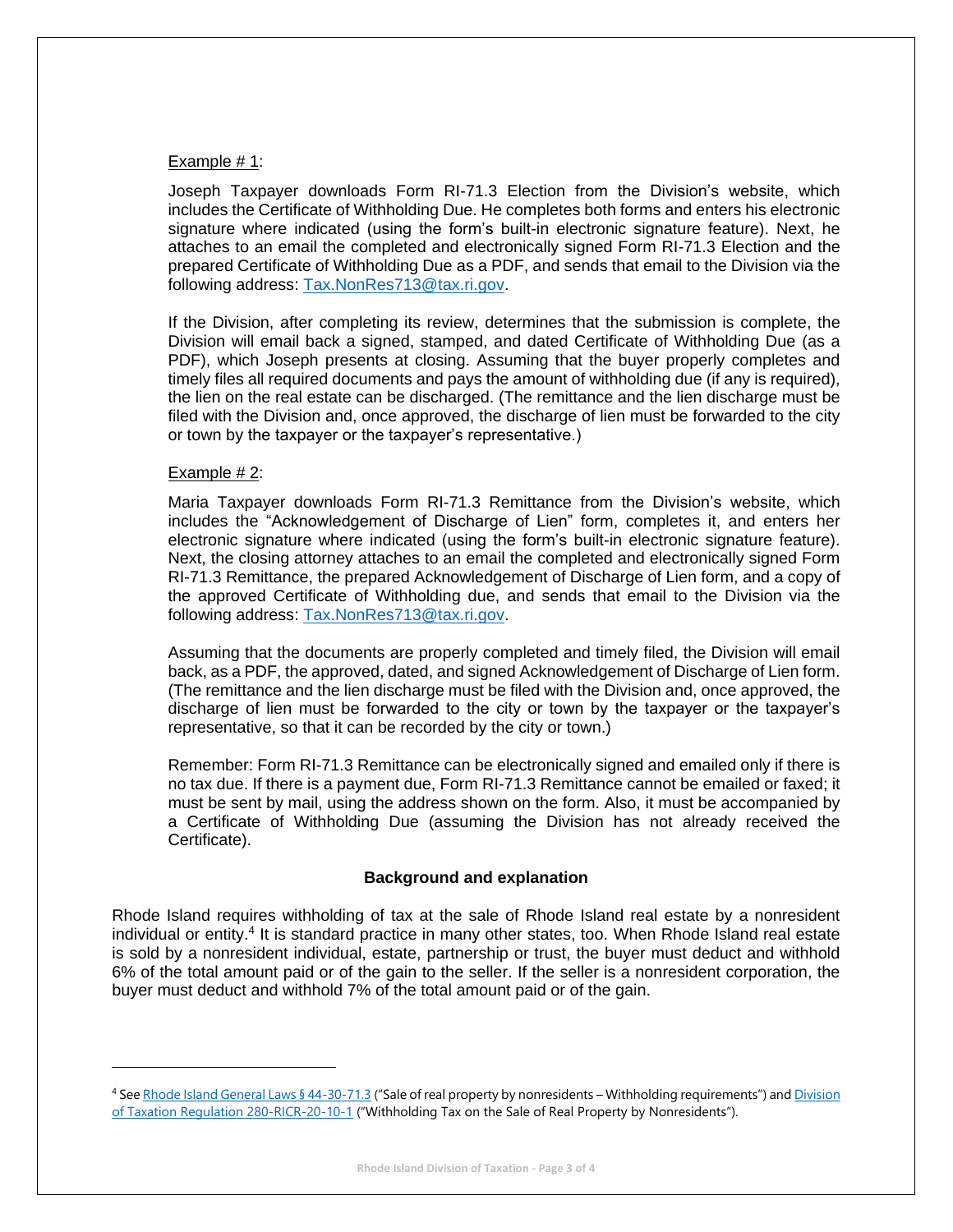Example # 1:

Joseph Taxpayer downloads Form RI-71.3 Election from the Division's website, which includes the Certificate of Withholding Due. He completes both forms and enters his electronic signature where indicated (using the form's built-in electronic signature feature). Next, he attaches to an email the completed and electronically signed Form RI-71.3 Election and the prepared Certificate of Withholding Due as a PDF, and sends that email to the Division via the following address: [Tax.NonRes713@tax.ri.gov](mailto:Tax.NonRes713@tax.ri.gov).

If the Division, after completing its review, determines that the submission is complete, the Division will email back a signed, stamped, and dated Certificate of Withholding Due (as a PDF), which Joseph presents at closing. Assuming that the buyer properly completes and timely files all required documents and pays the amount of withholding due (if any is required), the lien on the real estate can be discharged. (The remittance and the lien discharge must be filed with the Division and, once approved, the discharge of lien must be forwarded to the city or town by the taxpayer or the taxpayer's representative.)

Example # 2:

Maria Taxpayer downloads Form RI-71.3 Remittance from the Division's website, which includes the "Acknowledgement of Discharge of Lien" form, completes it, and enters her electronic signature where indicated (using the form's built-in electronic signature feature). Next, the closing attorney attaches to an email the completed and electronically signed Form RI-71.3 Remittance, the prepared Acknowledgement of Discharge of Lien form, and a copy of the approved Certificate of Withholding due, and sends that email to the Division via the following address: [Tax.NonRes713@tax.ri.gov](mailto:Tax.NonRes713@tax.ri.gov).

Assuming that the documents are properly completed and timely filed, the Division will email back, as a PDF, the approved, dated, and signed Acknowledgement of Discharge of Lien form. (The remittance and the lien discharge must be filed with the Division and, once approved, the discharge of lien must be forwarded to the city or town by the taxpayer or the taxpayer's representative, so that it can be recorded by the city or town.)

Remember: Form RI-71.3 Remittance can be electronically signed and emailed only if there is no tax due. If there is a payment due, Form RI-71.3 Remittance cannot be emailed or faxed; it must be sent by mail, using the address shown on the form. Also, it must be accompanied by a Certificate of Withholding Due (assuming the Division has not already received the Certificate).

### Background and explanation

Rhode Island requires withholding of tax at the sale of Rhode Island real estate by a nonresident individual or entity.[4] It is standard practice in many other states, too. When Rhode Island real estate is sold by a nonresident individual, estate, partnership or trust, the buyer must deduct and withhold 6% of the total amount paid or of the gain to the seller. If the seller is a nonresident corporation, the buyer must deduct and withhold 7% of the total amount paid or of the gain.

---

[4] See Rhode Island General Laws § 44-30-71.3 ("Sale of real property by nonresidents – Withholding requirements") and Division of Taxation Regulation 280-RICR-20-10-1 ("Withholding Tax on the Sale of Real Property by Nonresidents").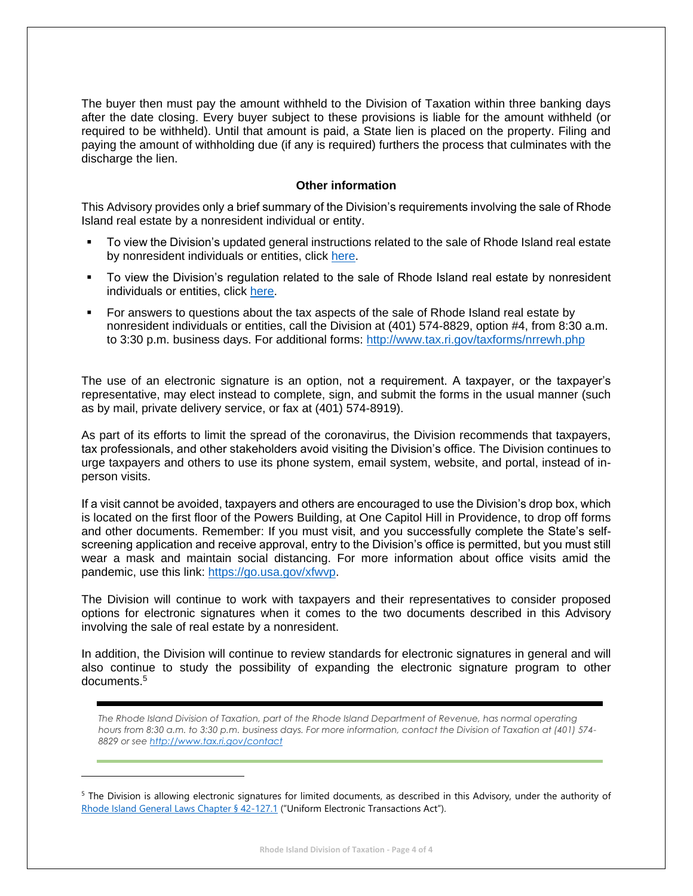The buyer then must pay the amount withheld to the Division of Taxation within three banking days after the date closing. Every buyer subject to these provisions is liable for the amount withheld (or required to be withheld). Until that amount is paid, a State lien is placed on the property. Filing and paying the amount of withholding due (if any is required) furthers the process that culminates with the discharge the lien.

### Other information

This Advisory provides only a brief summary of the Division's requirements involving the sale of Rhode Island real estate by a nonresident individual or entity.

- To view the Division's updated general instructions related to the sale of Rhode Island real estate by nonresident individuals or entities, click here.
- To view the Division's regulation related to the sale of Rhode Island real estate by nonresident individuals or entities, click here.
- For answers to questions about the tax aspects of the sale of Rhode Island real estate by nonresident individuals or entities, call the Division at (401) 574-8829, option #4, from 8:30 a.m. to 3:30 p.m. business days. For additional forms: http://www.tax.ri.gov/taxforms/nrrewh.php

The use of an electronic signature is an option, not a requirement. A taxpayer, or the taxpayer's representative, may elect instead to complete, sign, and submit the forms in the usual manner (such as by mail, private delivery service, or fax at (401) 574-8919).

As part of its efforts to limit the spread of the coronavirus, the Division recommends that taxpayers, tax professionals, and other stakeholders avoid visiting the Division's office. The Division continues to urge taxpayers and others to use its phone system, email system, website, and portal, instead of in-person visits.

If a visit cannot be avoided, taxpayers and others are encouraged to use the Division's drop box, which is located on the first floor of the Powers Building, at One Capitol Hill in Providence, to drop off forms and other documents. Remember: If you must visit, and you successfully complete the State's self-screening application and receive approval, entry to the Division's office is permitted, but you must still wear a mask and maintain social distancing. For more information about office visits amid the pandemic, use this link: https://go.usa.gov/xfwvp.

The Division will continue to work with taxpayers and their representatives to consider proposed options for electronic signatures when it comes to the two documents described in this Advisory involving the sale of real estate by a nonresident.

In addition, the Division will continue to review standards for electronic signatures in general and will also continue to study the possibility of expanding the electronic signature program to other documents.[5]

---

*The Rhode Island Division of Taxation, part of the Rhode Island Department of Revenue, has normal operating hours from 8:30 a.m. to 3:30 p.m. business days. For more information, contact the Division of Taxation at (401) 574-8829 or see http://www.tax.ri.gov/contact*

---

[5] The Division is allowing electronic signatures for limited documents, as described in this Advisory, under the authority of Rhode Island General Laws Chapter § 42-127.1 ("Uniform Electronic Transactions Act").